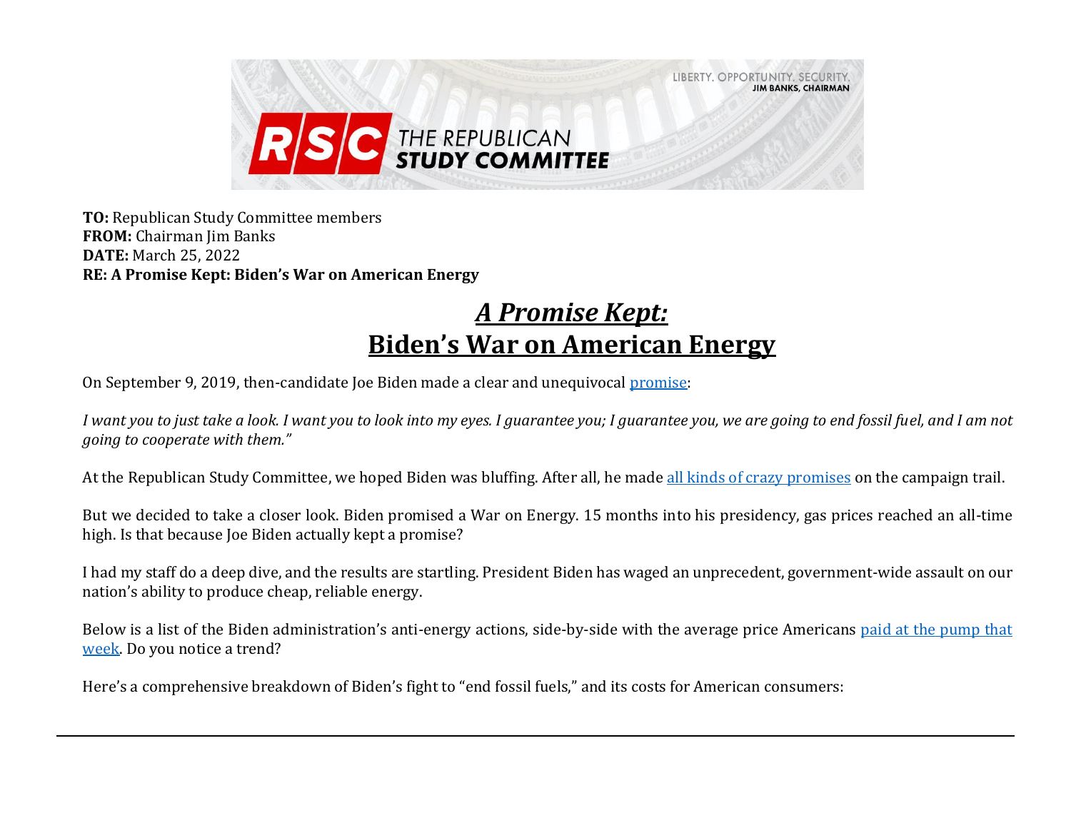LIBERTY. OPPORTUNITY. SECURITY.
JIM BANKS, CHAIRMAN

RSC THE REPUBLICAN STUDY COMMITTEE

**TO:** Republican Study Committee members
**FROM:** Chairman Jim Banks
**DATE:** March 25, 2022
**RE: A Promise Kept: Biden's War on American Energy**

# ***A Promise Kept:***
# **Biden's War on American Energy**

On September 9, 2019, then-candidate Joe Biden made a clear and unequivocal promise:

*I want you to just take a look. I want you to look into my eyes. I guarantee you; I guarantee you, we are going to end fossil fuel, and I am not going to cooperate with them."*

At the Republican Study Committee, we hoped Biden was bluffing. After all, he made all kinds of crazy promises on the campaign trail.

But we decided to take a closer look. Biden promised a War on Energy. 15 months into his presidency, gas prices reached an all-time high. Is that because Joe Biden actually kept a promise?

I had my staff do a deep dive, and the results are startling. President Biden has waged an unprecedent, government-wide assault on our nation's ability to produce cheap, reliable energy.

Below is a list of the Biden administration's anti-energy actions, side-by-side with the average price Americans paid at the pump that week. Do you notice a trend?

Here's a comprehensive breakdown of Biden's fight to "end fossil fuels," and its costs for American consumers: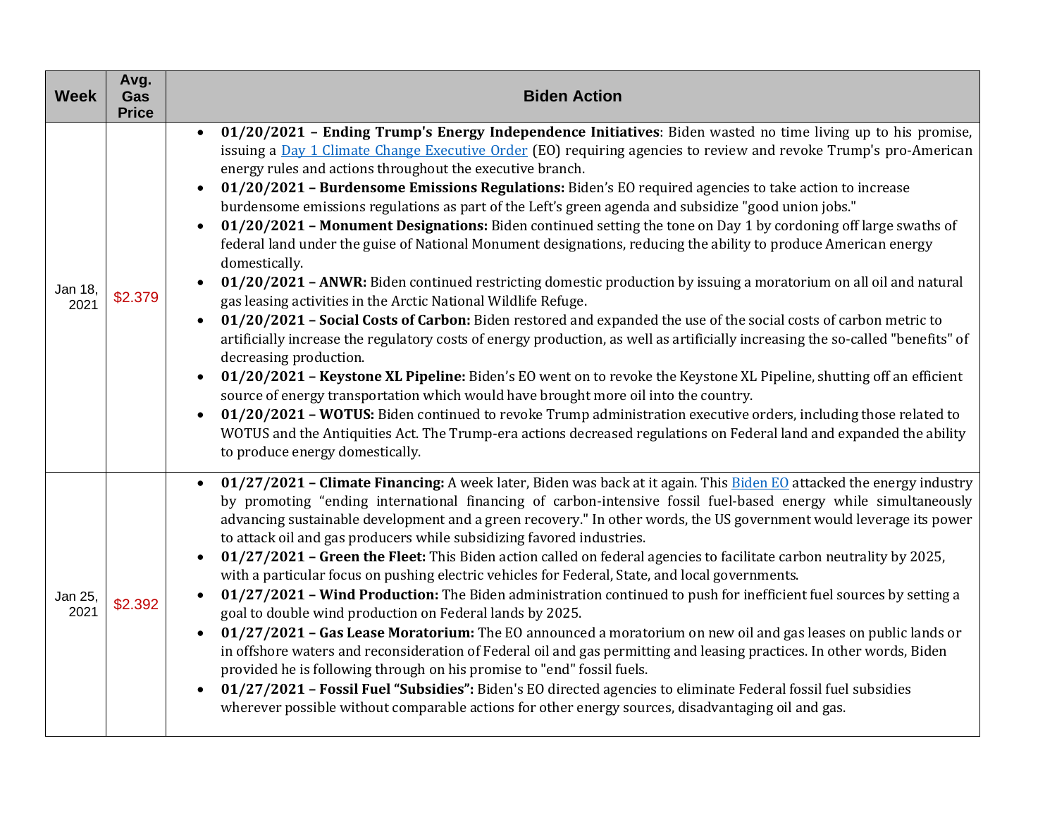| Week | Avg. Gas Price | Biden Action |
|---|---|---|
| Jan 18, 2021 | $2.379 | • **01/20/2021 – Ending Trump's Energy Independence Initiatives**: Biden wasted no time living up to his promise, issuing a [Day 1 Climate Change Executive Order]() (EO) requiring agencies to review and revoke Trump's pro-American energy rules and actions throughout the executive branch.<br>• **01/20/2021 – Burdensome Emissions Regulations:** Biden's EO required agencies to take action to increase burdensome emissions regulations as part of the Left's green agenda and subsidize "good union jobs."<br>• **01/20/2021 – Monument Designations:** Biden continued setting the tone on Day 1 by cordoning off large swaths of federal land under the guise of National Monument designations, reducing the ability to produce American energy domestically.<br>• **01/20/2021 – ANWR:** Biden continued restricting domestic production by issuing a moratorium on all oil and natural gas leasing activities in the Arctic National Wildlife Refuge.<br>• **01/20/2021 – Social Costs of Carbon:** Biden restored and expanded the use of the social costs of carbon metric to artificially increase the regulatory costs of energy production, as well as artificially increasing the so-called "benefits" of decreasing production.<br>• **01/20/2021 – Keystone XL Pipeline:** Biden's EO went on to revoke the Keystone XL Pipeline, shutting off an efficient source of energy transportation which would have brought more oil into the country.<br>• **01/20/2021 – WOTUS:** Biden continued to revoke Trump administration executive orders, including those related to WOTUS and the Antiquities Act. The Trump-era actions decreased regulations on Federal land and expanded the ability to produce energy domestically. |
| Jan 25, 2021 | $2.392 | • **01/27/2021 – Climate Financing:** A week later, Biden was back at it again. This [Biden EO]() attacked the energy industry by promoting "ending international financing of carbon-intensive fossil fuel-based energy while simultaneously advancing sustainable development and a green recovery." In other words, the US government would leverage its power to attack oil and gas producers while subsidizing favored industries.<br>• **01/27/2021 – Green the Fleet:** This Biden action called on federal agencies to facilitate carbon neutrality by 2025, with a particular focus on pushing electric vehicles for Federal, State, and local governments.<br>• **01/27/2021 – Wind Production:** The Biden administration continued to push for inefficient fuel sources by setting a goal to double wind production on Federal lands by 2025.<br>• **01/27/2021 – Gas Lease Moratorium:** The EO announced a moratorium on new oil and gas leases on public lands or in offshore waters and reconsideration of Federal oil and gas permitting and leasing practices. In other words, Biden provided he is following through on his promise to "end" fossil fuels.<br>• **01/27/2021 – Fossil Fuel "Subsidies":** Biden's EO directed agencies to eliminate Federal fossil fuel subsidies wherever possible without comparable actions for other energy sources, disadvantaging oil and gas. |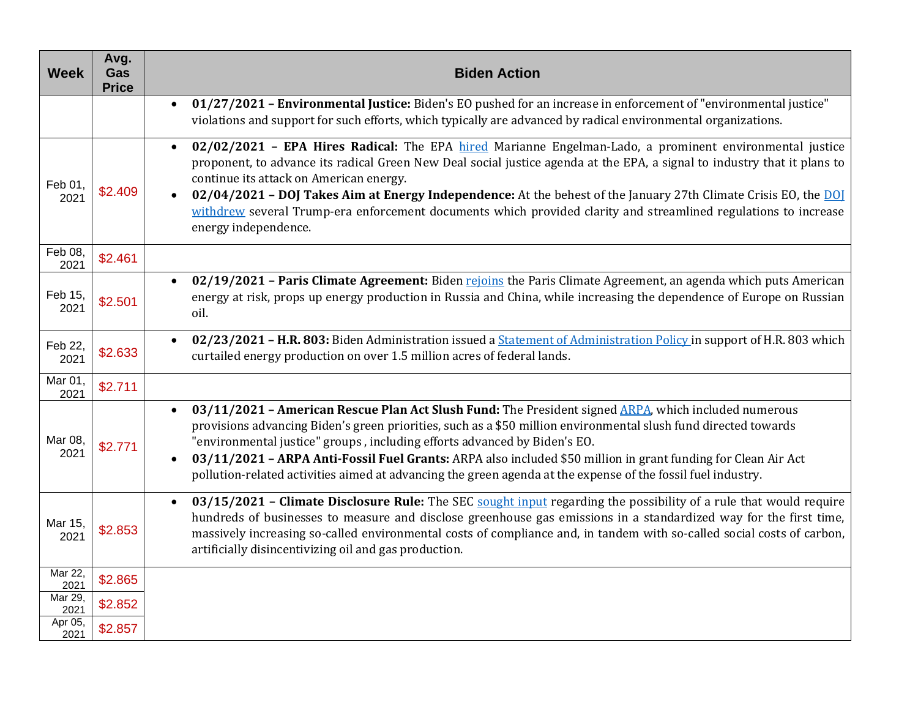| Week | Avg. Gas Price | Biden Action |
|---|---|---|
| | | • **01/27/2021 – Environmental Justice:** Biden's EO pushed for an increase in enforcement of "environmental justice" violations and support for such efforts, which typically are advanced by radical environmental organizations. |
| Feb 01, 2021 | $2.409 | • **02/02/2021 – EPA Hires Radical:** The EPA hired Marianne Engelman-Lado, a prominent environmental justice proponent, to advance its radical Green New Deal social justice agenda at the EPA, a signal to industry that it plans to continue its attack on American energy. • **02/04/2021 – DOJ Takes Aim at Energy Independence:** At the behest of the January 27th Climate Crisis EO, the DOJ withdrew several Trump-era enforcement documents which provided clarity and streamlined regulations to increase energy independence. |
| Feb 08, 2021 | $2.461 | |
| Feb 15, 2021 | $2.501 | • **02/19/2021 – Paris Climate Agreement:** Biden rejoins the Paris Climate Agreement, an agenda which puts American energy at risk, props up energy production in Russia and China, while increasing the dependence of Europe on Russian oil. |
| Feb 22, 2021 | $2.633 | • **02/23/2021 – H.R. 803:** Biden Administration issued a Statement of Administration Policy in support of H.R. 803 which curtailed energy production on over 1.5 million acres of federal lands. |
| Mar 01, 2021 | $2.711 | |
| Mar 08, 2021 | $2.771 | • **03/11/2021 – American Rescue Plan Act Slush Fund:** The President signed ARPA, which included numerous provisions advancing Biden's green priorities, such as a $50 million environmental slush fund directed towards "environmental justice" groups , including efforts advanced by Biden's EO. • **03/11/2021 – ARPA Anti-Fossil Fuel Grants:** ARPA also included $50 million in grant funding for Clean Air Act pollution-related activities aimed at advancing the green agenda at the expense of the fossil fuel industry. |
| Mar 15, 2021 | $2.853 | • **03/15/2021 – Climate Disclosure Rule:** The SEC sought input regarding the possibility of a rule that would require hundreds of businesses to measure and disclose greenhouse gas emissions in a standardized way for the first time, massively increasing so-called environmental costs of compliance and, in tandem with so-called social costs of carbon, artificially disincentivizing oil and gas production. |
| Mar 22, 2021 | $2.865 | |
| Mar 29, 2021 | $2.852 | |
| Apr 05, 2021 | $2.857 | |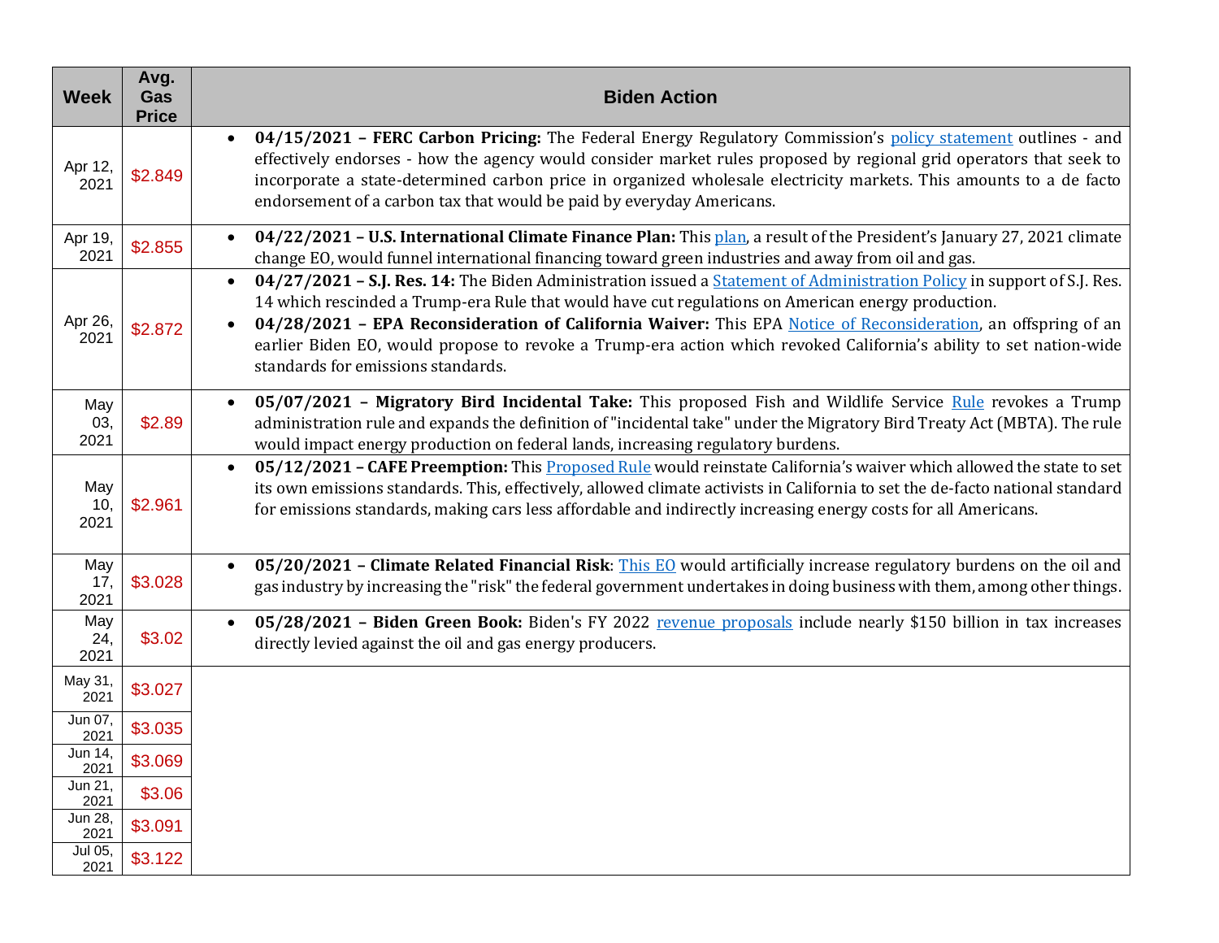| Week | Avg. Gas Price | Biden Action |
|---|---|---|
| Apr 12, 2021 | $2.849 | • **04/15/2021 – FERC Carbon Pricing:** The Federal Energy Regulatory Commission's policy statement outlines - and effectively endorses - how the agency would consider market rules proposed by regional grid operators that seek to incorporate a state-determined carbon price in organized wholesale electricity markets. This amounts to a de facto endorsement of a carbon tax that would be paid by everyday Americans. |
| Apr 19, 2021 | $2.855 | • **04/22/2021 – U.S. International Climate Finance Plan:** This plan, a result of the President's January 27, 2021 climate change EO, would funnel international financing toward green industries and away from oil and gas. |
| Apr 26, 2021 | $2.872 | • **04/27/2021 – S.J. Res. 14:** The Biden Administration issued a Statement of Administration Policy in support of S.J. Res. 14 which rescinded a Trump-era Rule that would have cut regulations on American energy production. <br> • **04/28/2021 – EPA Reconsideration of California Waiver:** This EPA Notice of Reconsideration, an offspring of an earlier Biden EO, would propose to revoke a Trump-era action which revoked California's ability to set nation-wide standards for emissions standards. |
| May 03, 2021 | $2.89 | • **05/07/2021 – Migratory Bird Incidental Take:** This proposed Fish and Wildlife Service Rule revokes a Trump administration rule and expands the definition of "incidental take" under the Migratory Bird Treaty Act (MBTA). The rule would impact energy production on federal lands, increasing regulatory burdens. |
| May 10, 2021 | $2.961 | • **05/12/2021 – CAFE Preemption:** This Proposed Rule would reinstate California's waiver which allowed the state to set its own emissions standards. This, effectively, allowed climate activists in California to set the de-facto national standard for emissions standards, making cars less affordable and indirectly increasing energy costs for all Americans. |
| May 17, 2021 | $3.028 | • **05/20/2021 – Climate Related Financial Risk**: This EO would artificially increase regulatory burdens on the oil and gas industry by increasing the "risk" the federal government undertakes in doing business with them, among other things. |
| May 24, 2021 | $3.02 | • **05/28/2021 – Biden Green Book:** Biden's FY 2022 revenue proposals include nearly $150 billion in tax increases directly levied against the oil and gas energy producers. |
| May 31, 2021 | $3.027 | |
| Jun 07, 2021 | $3.035 | |
| Jun 14, 2021 | $3.069 | |
| Jun 21, 2021 | $3.06 | |
| Jun 28, 2021 | $3.091 | |
| Jul 05, 2021 | $3.122 | |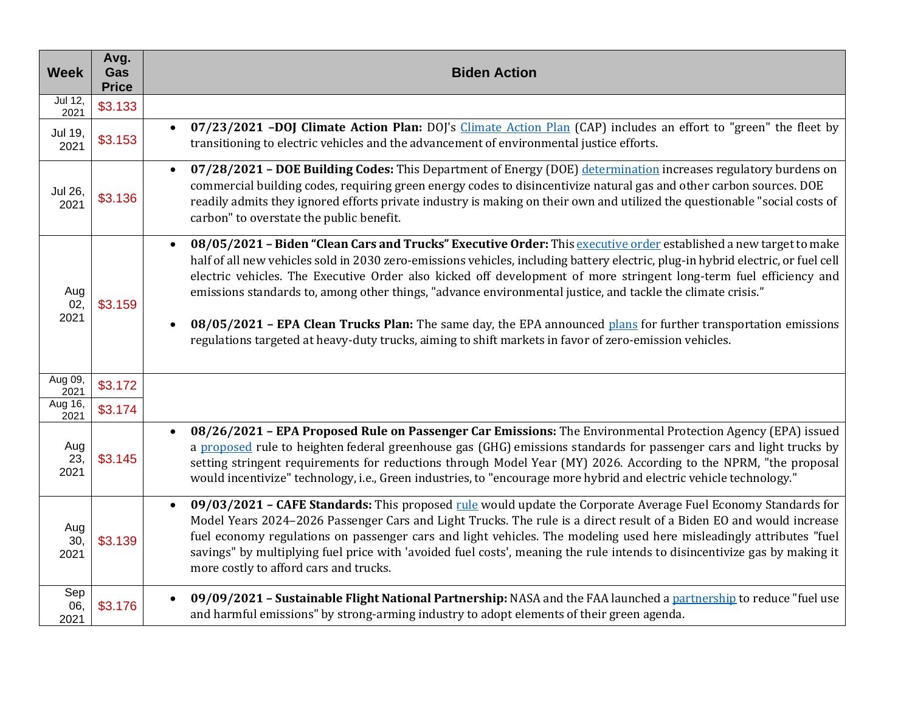| Week | Avg. Gas Price | Biden Action |
|---|---|---|
| Jul 12, 2021 | $3.133 | |
| Jul 19, 2021 | $3.153 | • **07/23/2021 –DOJ Climate Action Plan:** DOJ's Climate Action Plan (CAP) includes an effort to "green" the fleet by transitioning to electric vehicles and the advancement of environmental justice efforts. |
| Jul 26, 2021 | $3.136 | • **07/28/2021 – DOE Building Codes:** This Department of Energy (DOE) determination increases regulatory burdens on commercial building codes, requiring green energy codes to disincentivize natural gas and other carbon sources. DOE readily admits they ignored efforts private industry is making on their own and utilized the questionable "social costs of carbon" to overstate the public benefit. |
| Aug 02, 2021 | $3.159 | • **08/05/2021 – Biden "Clean Cars and Trucks" Executive Order:** This executive order established a new target to make half of all new vehicles sold in 2030 zero-emissions vehicles, including battery electric, plug-in hybrid electric, or fuel cell electric vehicles. The Executive Order also kicked off development of more stringent long-term fuel efficiency and emissions standards to, among other things, "advance environmental justice, and tackle the climate crisis."<br><br>• **08/05/2021 – EPA Clean Trucks Plan:** The same day, the EPA announced plans for further transportation emissions regulations targeted at heavy-duty trucks, aiming to shift markets in favor of zero-emission vehicles. |
| Aug 09, 2021 | $3.172 | |
| Aug 16, 2021 | $3.174 | |
| Aug 23, 2021 | $3.145 | • **08/26/2021 – EPA Proposed Rule on Passenger Car Emissions:** The Environmental Protection Agency (EPA) issued a proposed rule to heighten federal greenhouse gas (GHG) emissions standards for passenger cars and light trucks by setting stringent requirements for reductions through Model Year (MY) 2026. According to the NPRM, "the proposal would incentivize" technology, i.e., Green industries, to "encourage more hybrid and electric vehicle technology." |
| Aug 30, 2021 | $3.139 | • **09/03/2021 – CAFE Standards:** This proposed rule would update the Corporate Average Fuel Economy Standards for Model Years 2024–2026 Passenger Cars and Light Trucks. The rule is a direct result of a Biden EO and would increase fuel economy regulations on passenger cars and light vehicles. The modeling used here misleadingly attributes "fuel savings" by multiplying fuel price with 'avoided fuel costs', meaning the rule intends to disincentivize gas by making it more costly to afford cars and trucks. |
| Sep 06, 2021 | $3.176 | • **09/09/2021 – Sustainable Flight National Partnership:** NASA and the FAA launched a partnership to reduce "fuel use and harmful emissions" by strong-arming industry to adopt elements of their green agenda. |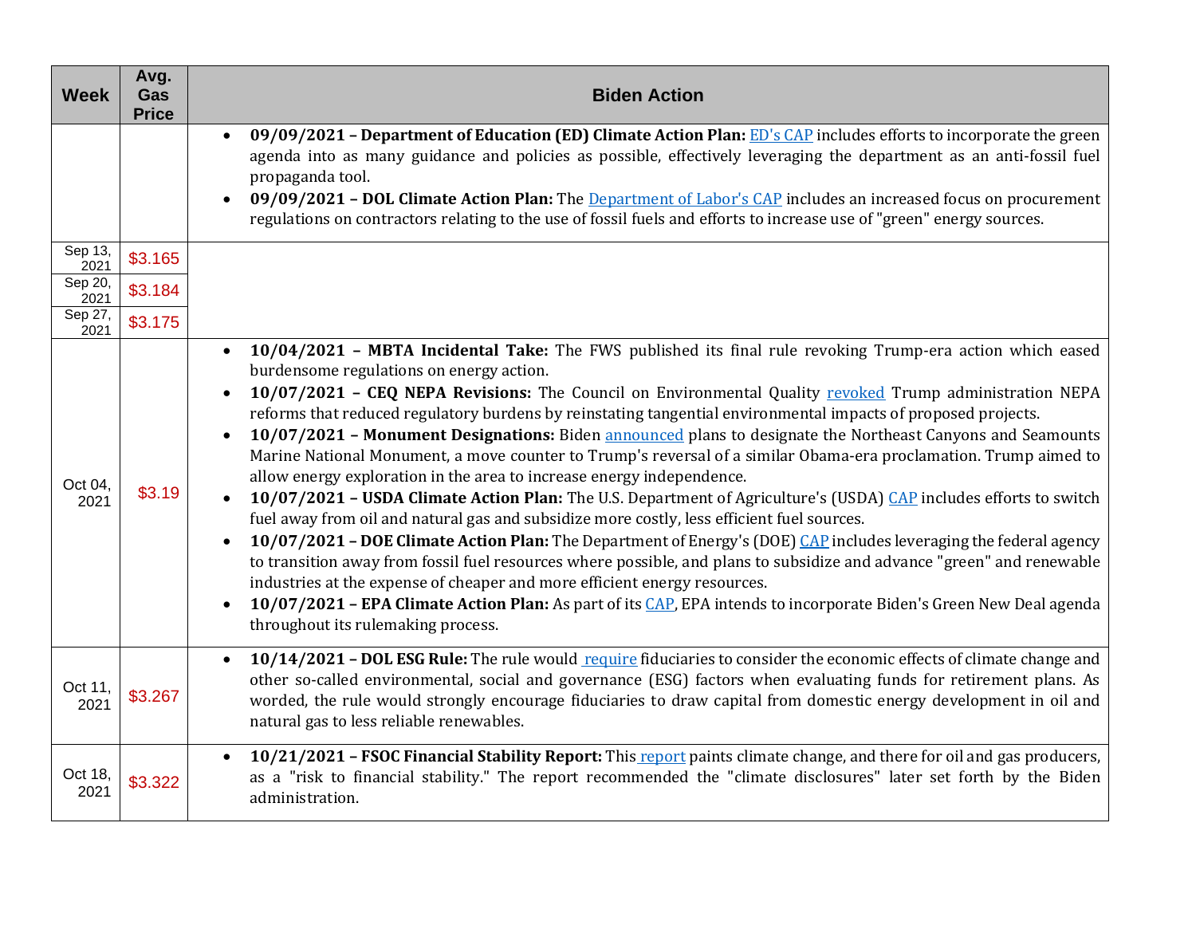| Week | Avg. Gas Price | Biden Action |
|---|---|---|
| | | • **09/09/2021 – Department of Education (ED) Climate Action Plan:** ED's CAP includes efforts to incorporate the green agenda into as many guidance and policies as possible, effectively leveraging the department as an anti-fossil fuel propaganda tool.<br>• **09/09/2021 – DOL Climate Action Plan:** The Department of Labor's CAP includes an increased focus on procurement regulations on contractors relating to the use of fossil fuels and efforts to increase use of "green" energy sources. |
| Sep 13, 2021 | $3.165 | |
| Sep 20, 2021 | $3.184 | |
| Sep 27, 2021 | $3.175 | |
| Oct 04, 2021 | $3.19 | • **10/04/2021 – MBTA Incidental Take:** The FWS published its final rule revoking Trump-era action which eased burdensome regulations on energy action.<br>• **10/07/2021 – CEQ NEPA Revisions:** The Council on Environmental Quality revoked Trump administration NEPA reforms that reduced regulatory burdens by reinstating tangential environmental impacts of proposed projects.<br>• **10/07/2021 – Monument Designations:** Biden announced plans to designate the Northeast Canyons and Seamounts Marine National Monument, a move counter to Trump's reversal of a similar Obama-era proclamation. Trump aimed to allow energy exploration in the area to increase energy independence.<br>• **10/07/2021 – USDA Climate Action Plan:** The U.S. Department of Agriculture's (USDA) CAP includes efforts to switch fuel away from oil and natural gas and subsidize more costly, less efficient fuel sources.<br>• **10/07/2021 – DOE Climate Action Plan:** The Department of Energy's (DOE) CAP includes leveraging the federal agency to transition away from fossil fuel resources where possible, and plans to subsidize and advance "green" and renewable industries at the expense of cheaper and more efficient energy resources.<br>• **10/07/2021 – EPA Climate Action Plan:** As part of its CAP, EPA intends to incorporate Biden's Green New Deal agenda throughout its rulemaking process. |
| Oct 11, 2021 | $3.267 | • **10/14/2021 – DOL ESG Rule:** The rule would require fiduciaries to consider the economic effects of climate change and other so-called environmental, social and governance (ESG) factors when evaluating funds for retirement plans. As worded, the rule would strongly encourage fiduciaries to draw capital from domestic energy development in oil and natural gas to less reliable renewables. |
| Oct 18, 2021 | $3.322 | • **10/21/2021 – FSOC Financial Stability Report:** This report paints climate change, and there for oil and gas producers, as a "risk to financial stability." The report recommended the "climate disclosures" later set forth by the Biden administration. |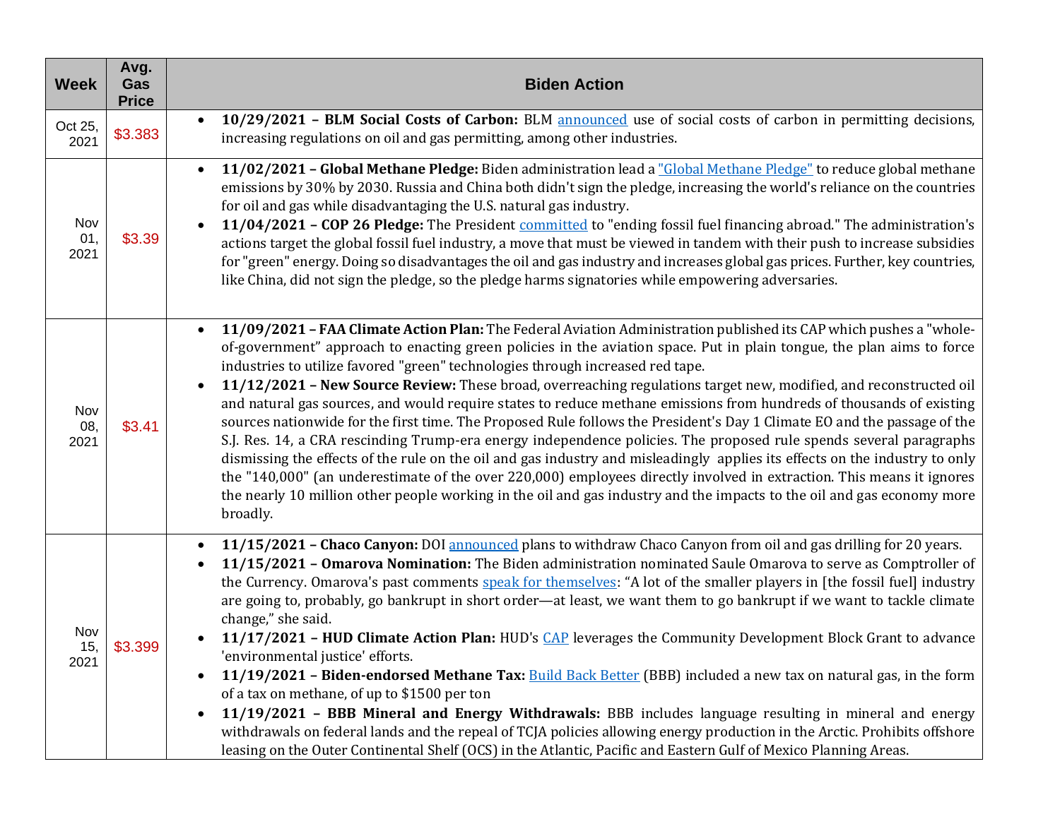| Week | Avg. Gas Price | Biden Action |
| --- | --- | --- |
| Oct 25, 2021 | $3.383 | • **10/29/2021 – BLM Social Costs of Carbon:** BLM announced use of social costs of carbon in permitting decisions, increasing regulations on oil and gas permitting, among other industries. |
| Nov 01, 2021 | $3.39 | • **11/02/2021 – Global Methane Pledge:** Biden administration lead a "Global Methane Pledge" to reduce global methane emissions by 30% by 2030. Russia and China both didn't sign the pledge, increasing the world's reliance on the countries for oil and gas while disadvantaging the U.S. natural gas industry.<br>• **11/04/2021 – COP 26 Pledge:** The President committed to "ending fossil fuel financing abroad." The administration's actions target the global fossil fuel industry, a move that must be viewed in tandem with their push to increase subsidies for "green" energy. Doing so disadvantages the oil and gas industry and increases global gas prices. Further, key countries, like China, did not sign the pledge, so the pledge harms signatories while empowering adversaries. |
| Nov 08, 2021 | $3.41 | • **11/09/2021 – FAA Climate Action Plan:** The Federal Aviation Administration published its CAP which pushes a "whole-of-government" approach to enacting green policies in the aviation space. Put in plain tongue, the plan aims to force industries to utilize favored "green" technologies through increased red tape.<br>• **11/12/2021 – New Source Review:** These broad, overreaching regulations target new, modified, and reconstructed oil and natural gas sources, and would require states to reduce methane emissions from hundreds of thousands of existing sources nationwide for the first time. The Proposed Rule follows the President's Day 1 Climate EO and the passage of the S.J. Res. 14, a CRA rescinding Trump-era energy independence policies. The proposed rule spends several paragraphs dismissing the effects of the rule on the oil and gas industry and misleadingly applies its effects on the industry to only the "140,000" (an underestimate of the over 220,000) employees directly involved in extraction. This means it ignores the nearly 10 million other people working in the oil and gas industry and the impacts to the oil and gas economy more broadly. |
| Nov 15, 2021 | $3.399 | • **11/15/2021 – Chaco Canyon:** DOI announced plans to withdraw Chaco Canyon from oil and gas drilling for 20 years.<br>• **11/15/2021 – Omarova Nomination:** The Biden administration nominated Saule Omarova to serve as Comptroller of the Currency. Omarova's past comments speak for themselves: "A lot of the smaller players in [the fossil fuel] industry are going to, probably, go bankrupt in short order—at least, we want them to go bankrupt if we want to tackle climate change," she said.<br>• **11/17/2021 – HUD Climate Action Plan:** HUD's CAP leverages the Community Development Block Grant to advance 'environmental justice' efforts.<br>• **11/19/2021 – Biden-endorsed Methane Tax:** Build Back Better (BBB) included a new tax on natural gas, in the form of a tax on methane, of up to $1500 per ton<br>• **11/19/2021 – BBB Mineral and Energy Withdrawals:** BBB includes language resulting in mineral and energy withdrawals on federal lands and the repeal of TCJA policies allowing energy production in the Arctic. Prohibits offshore leasing on the Outer Continental Shelf (OCS) in the Atlantic, Pacific and Eastern Gulf of Mexico Planning Areas. |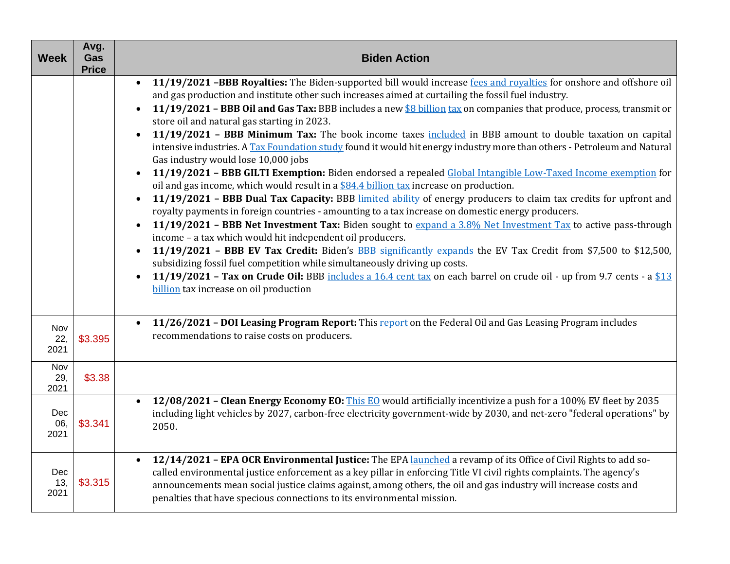| Week | Avg. Gas Price | Biden Action |
|---|---|---|
| | | • **11/19/2021 –BBB Royalties:** The Biden-supported bill would increase fees and royalties for onshore and offshore oil and gas production and institute other such increases aimed at curtailing the fossil fuel industry. <br> • **11/19/2021 – BBB Oil and Gas Tax:** BBB includes a new $8 billion tax on companies that produce, process, transmit or store oil and natural gas starting in 2023. <br> • **11/19/2021 – BBB Minimum Tax:** The book income taxes included in BBB amount to double taxation on capital intensive industries. A Tax Foundation study found it would hit energy industry more than others - Petroleum and Natural Gas industry would lose 10,000 jobs <br> • **11/19/2021 – BBB GILTI Exemption:** Biden endorsed a repealed Global Intangible Low-Taxed Income exemption for oil and gas income, which would result in a $84.4 billion tax increase on production. <br> • **11/19/2021 – BBB Dual Tax Capacity:** BBB limited ability of energy producers to claim tax credits for upfront and royalty payments in foreign countries - amounting to a tax increase on domestic energy producers. <br> • **11/19/2021 – BBB Net Investment Tax:** Biden sought to expand a 3.8% Net Investment Tax to active pass-through income – a tax which would hit independent oil producers. <br> • **11/19/2021 – BBB EV Tax Credit:** Biden's BBB significantly expands the EV Tax Credit from $7,500 to $12,500, subsidizing fossil fuel competition while simultaneously driving up costs. <br> • **11/19/2021 – Tax on Crude Oil:** BBB includes a 16.4 cent tax on each barrel on crude oil - up from 9.7 cents - a $13 billion tax increase on oil production |
| Nov 22, 2021 | $3.395 | • **11/26/2021 – DOI Leasing Program Report:** This report on the Federal Oil and Gas Leasing Program includes recommendations to raise costs on producers. |
| Nov 29, 2021 | $3.38 | |
| Dec 06, 2021 | $3.341 | • **12/08/2021 – Clean Energy Economy EO:** This EO would artificially incentivize a push for a 100% EV fleet by 2035 including light vehicles by 2027, carbon-free electricity government-wide by 2030, and net-zero "federal operations" by 2050. |
| Dec 13, 2021 | $3.315 | • **12/14/2021 – EPA OCR Environmental Justice:** The EPA launched a revamp of its Office of Civil Rights to add so-called environmental justice enforcement as a key pillar in enforcing Title VI civil rights complaints. The agency's announcements mean social justice claims against, among others, the oil and gas industry will increase costs and penalties that have specious connections to its environmental mission. |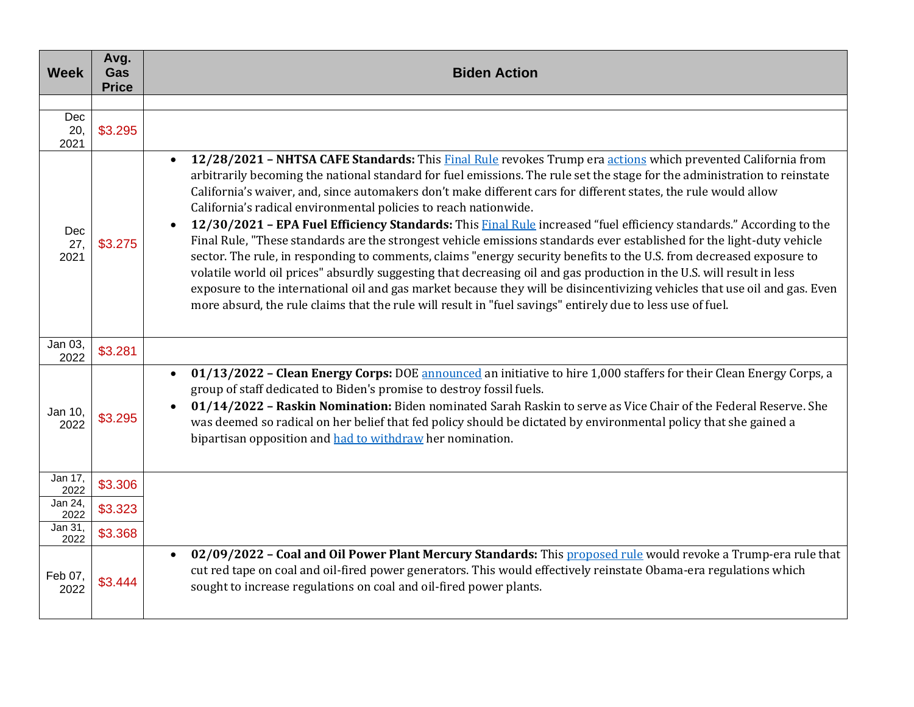| Week | Avg. Gas Price | Biden Action |
|---|---|---|
| | | |
| Dec 20, 2021 | $3.295 | |
| Dec 27, 2021 | $3.275 | • **12/28/2021 – NHTSA CAFE Standards:** This Final Rule revokes Trump era actions which prevented California from arbitrarily becoming the national standard for fuel emissions. The rule set the stage for the administration to reinstate California's waiver, and, since automakers don't make different cars for different states, the rule would allow California's radical environmental policies to reach nationwide. <br>• **12/30/2021 – EPA Fuel Efficiency Standards:** This Final Rule increased "fuel efficiency standards." According to the Final Rule, "These standards are the strongest vehicle emissions standards ever established for the light-duty vehicle sector. The rule, in responding to comments, claims "energy security benefits to the U.S. from decreased exposure to volatile world oil prices" absurdly suggesting that decreasing oil and gas production in the U.S. will result in less exposure to the international oil and gas market because they will be disincentivizing vehicles that use oil and gas. Even more absurd, the rule claims that the rule will result in "fuel savings" entirely due to less use of fuel. |
| Jan 03, 2022 | $3.281 | |
| Jan 10, 2022 | $3.295 | • **01/13/2022 – Clean Energy Corps:** DOE announced an initiative to hire 1,000 staffers for their Clean Energy Corps, a group of staff dedicated to Biden's promise to destroy fossil fuels. <br>• **01/14/2022 – Raskin Nomination:** Biden nominated Sarah Raskin to serve as Vice Chair of the Federal Reserve. She was deemed so radical on her belief that fed policy should be dictated by environmental policy that she gained a bipartisan opposition and had to withdraw her nomination. |
| Jan 17, 2022 | $3.306 | |
| Jan 24, 2022 | $3.323 | |
| Jan 31, 2022 | $3.368 | |
| Feb 07, 2022 | $3.444 | • **02/09/2022 – Coal and Oil Power Plant Mercury Standards:** This proposed rule would revoke a Trump-era rule that cut red tape on coal and oil-fired power generators. This would effectively reinstate Obama-era regulations which sought to increase regulations on coal and oil-fired power plants. |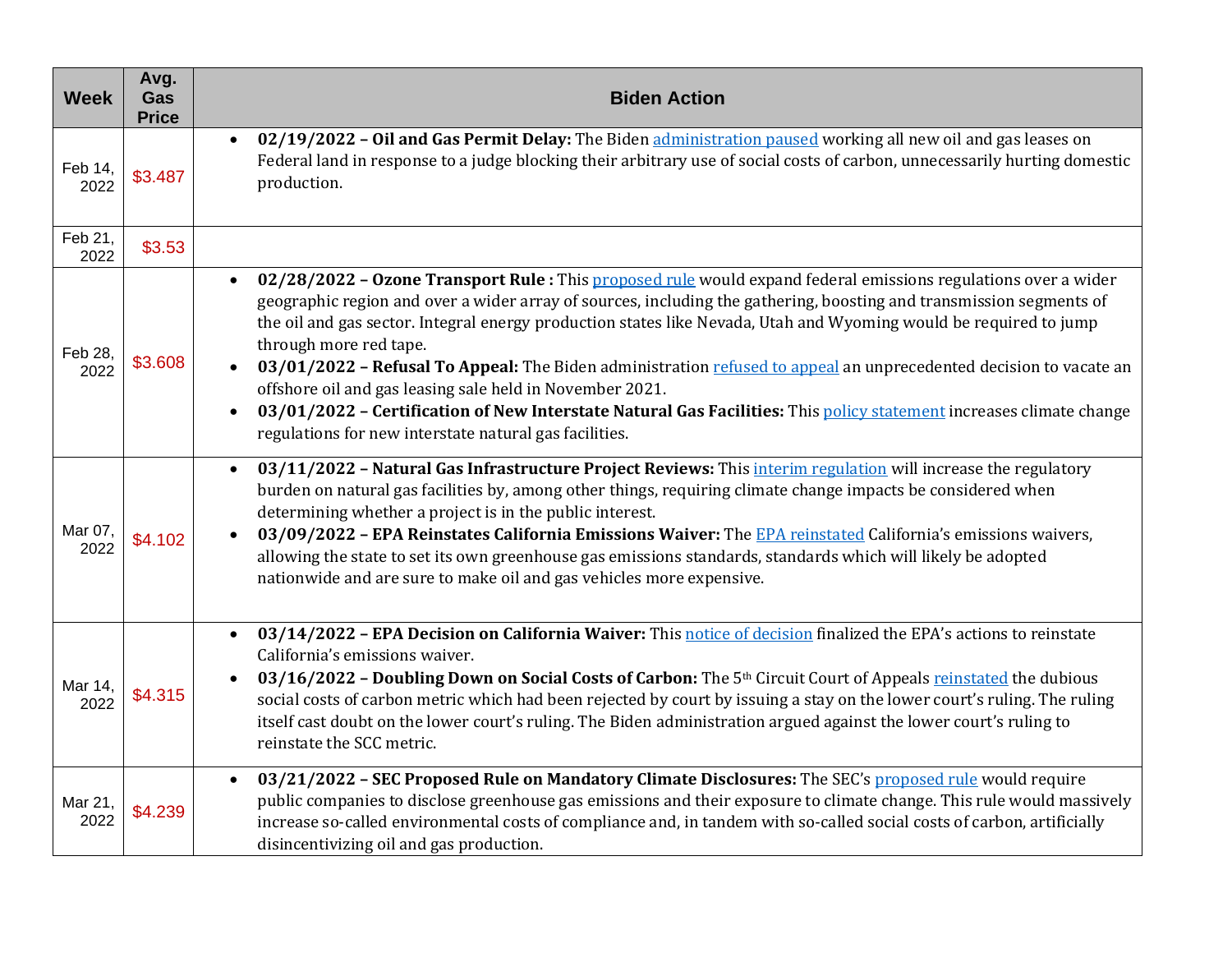| Week | Avg. Gas Price | Biden Action |
|---|---|---|
| Feb 14, 2022 | $3.487 | • **02/19/2022 – Oil and Gas Permit Delay:** The Biden administration paused working all new oil and gas leases on Federal land in response to a judge blocking their arbitrary use of social costs of carbon, unnecessarily hurting domestic production. |
| Feb 21, 2022 | $3.53 | |
| Feb 28, 2022 | $3.608 | • **02/28/2022 – Ozone Transport Rule :** This proposed rule would expand federal emissions regulations over a wider geographic region and over a wider array of sources, including the gathering, boosting and transmission segments of the oil and gas sector. Integral energy production states like Nevada, Utah and Wyoming would be required to jump through more red tape.<br>• **03/01/2022 – Refusal To Appeal:** The Biden administration refused to appeal an unprecedented decision to vacate an offshore oil and gas leasing sale held in November 2021.<br>• **03/01/2022 – Certification of New Interstate Natural Gas Facilities:** This policy statement increases climate change regulations for new interstate natural gas facilities. |
| Mar 07, 2022 | $4.102 | • **03/11/2022 – Natural Gas Infrastructure Project Reviews:** This interim regulation will increase the regulatory burden on natural gas facilities by, among other things, requiring climate change impacts be considered when determining whether a project is in the public interest.<br>• **03/09/2022 – EPA Reinstates California Emissions Waiver:** The EPA reinstated California's emissions waivers, allowing the state to set its own greenhouse gas emissions standards, standards which will likely be adopted nationwide and are sure to make oil and gas vehicles more expensive. |
| Mar 14, 2022 | $4.315 | • **03/14/2022 – EPA Decision on California Waiver:** This notice of decision finalized the EPA's actions to reinstate California's emissions waiver.<br>• **03/16/2022 – Doubling Down on Social Costs of Carbon:** The 5th Circuit Court of Appeals reinstated the dubious social costs of carbon metric which had been rejected by court by issuing a stay on the lower court's ruling. The ruling itself cast doubt on the lower court's ruling. The Biden administration argued against the lower court's ruling to reinstate the SCC metric. |
| Mar 21, 2022 | $4.239 | • **03/21/2022 – SEC Proposed Rule on Mandatory Climate Disclosures:** The SEC's proposed rule would require public companies to disclose greenhouse gas emissions and their exposure to climate change. This rule would massively increase so-called environmental costs of compliance and, in tandem with so-called social costs of carbon, artificially disincentivizing oil and gas production. |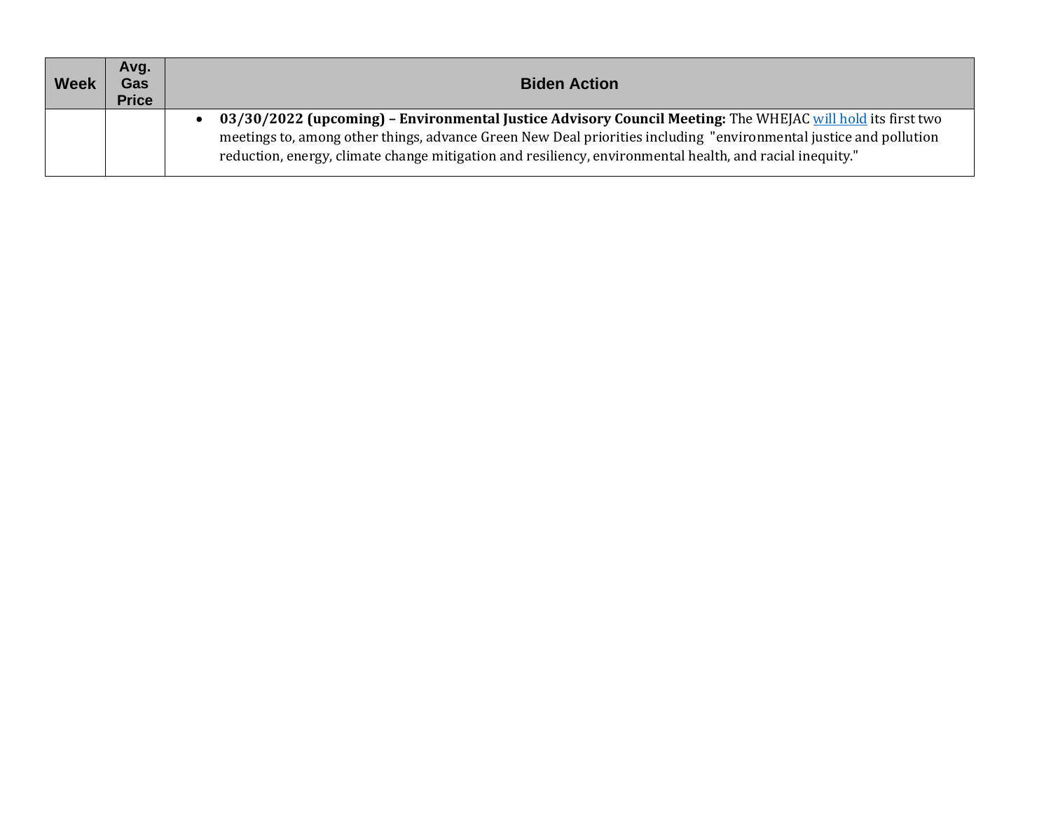| Week | Avg. Gas Price | Biden Action |
|---|---|---|
| | | • **03/30/2022 (upcoming) – Environmental Justice Advisory Council Meeting:** The WHEJAC will hold its first two meetings to, among other things, advance Green New Deal priorities including "environmental justice and pollution reduction, energy, climate change mitigation and resiliency, environmental health, and racial inequity." |